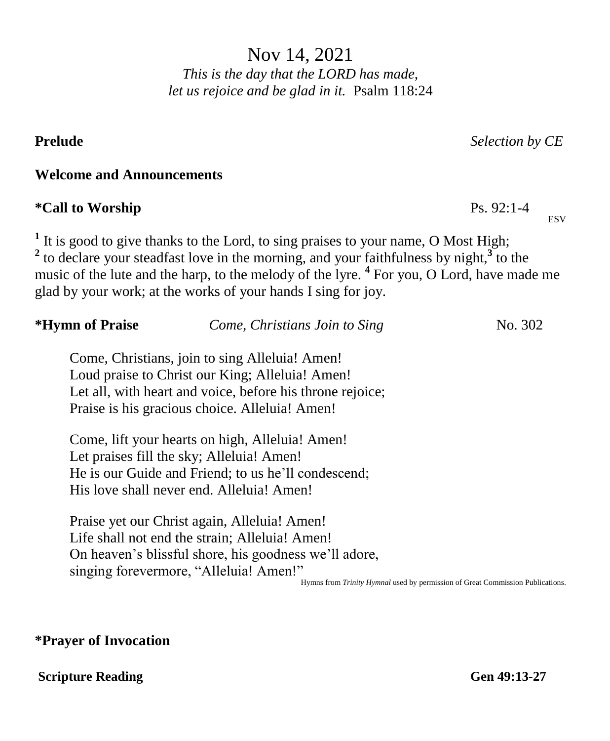# Nov 14, 2021

*This is the day that the LORD has made,*
*let us rejoice and be glad in it.* Psalm 118:24

**Prelude** *Selection by CE*

**Welcome and Announcements**

**\*Call to Worship** Ps. 92:1-4 ESV

[1] It is good to give thanks to the Lord, to sing praises to your name, O Most High; [2] to declare your steadfast love in the morning, and your faithfulness by night,[3] to the music of the lute and the harp, to the melody of the lyre. [4] For you, O Lord, have made me glad by your work; at the works of your hands I sing for joy.

**\*Hymn of Praise** *Come, Christians Join to Sing* No. 302

Come, Christians, join to sing Alleluia! Amen!
Loud praise to Christ our King; Alleluia! Amen!
Let all, with heart and voice, before his throne rejoice;
Praise is his gracious choice. Alleluia! Amen!

Come, lift your hearts on high, Alleluia! Amen!
Let praises fill the sky; Alleluia! Amen!
He is our Guide and Friend; to us he'll condescend;
His love shall never end. Alleluia! Amen!

Praise yet our Christ again, Alleluia! Amen!
Life shall not end the strain; Alleluia! Amen!
On heaven's blissful shore, his goodness we'll adore,
singing forevermore, "Alleluia! Amen!"

Hymns from *Trinity Hymnal* used by permission of Great Commission Publications.

**\*Prayer of Invocation**

**Scripture Reading** **Gen 49:13-27**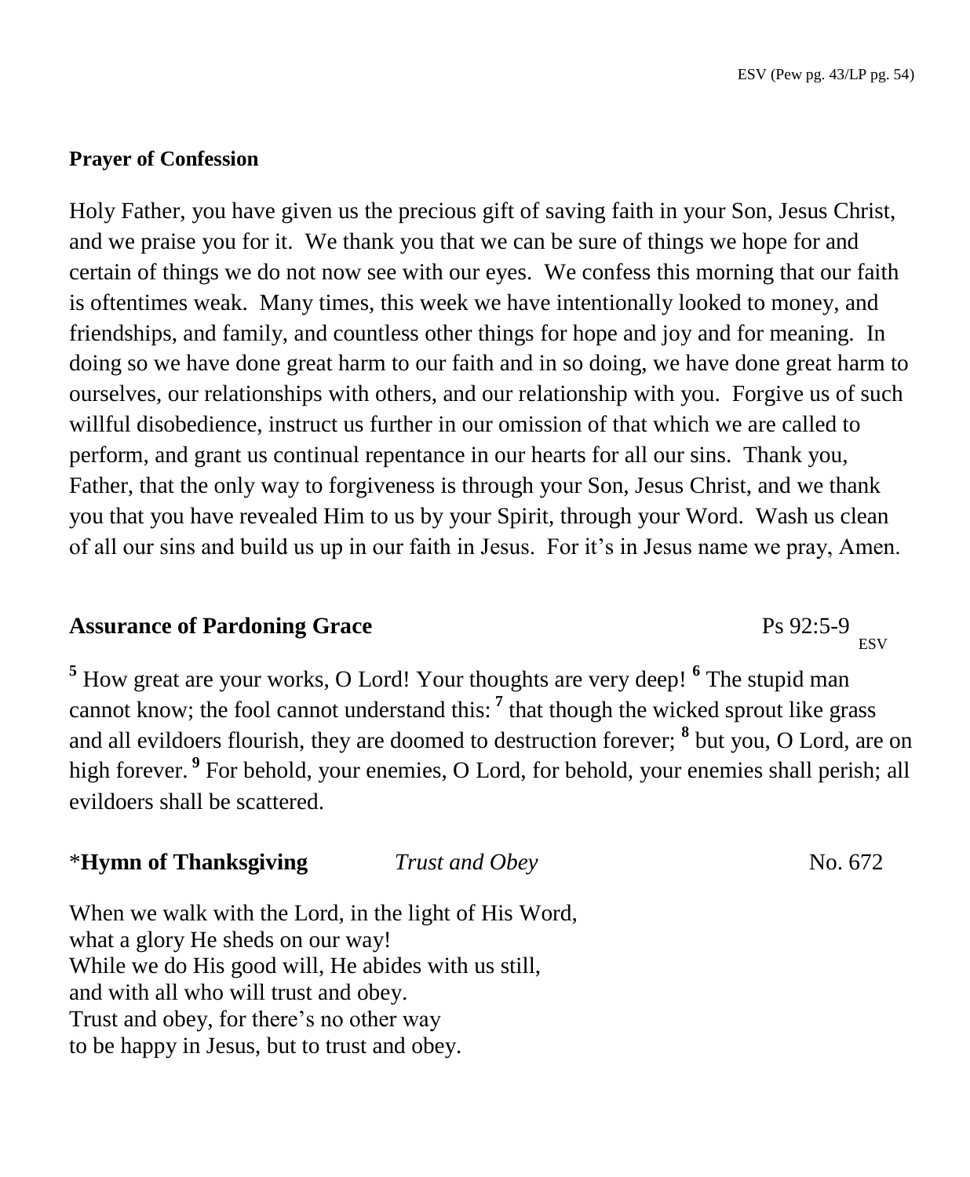ESV (Pew pg. 43/LP pg. 54)

**Prayer of Confession**

Holy Father, you have given us the precious gift of saving faith in your Son, Jesus Christ, and we praise you for it. We thank you that we can be sure of things we hope for and certain of things we do not now see with our eyes. We confess this morning that our faith is oftentimes weak. Many times, this week we have intentionally looked to money, and friendships, and family, and countless other things for hope and joy and for meaning. In doing so we have done great harm to our faith and in so doing, we have done great harm to ourselves, our relationships with others, and our relationship with you. Forgive us of such willful disobedience, instruct us further in our omission of that which we are called to perform, and grant us continual repentance in our hearts for all our sins. Thank you, Father, that the only way to forgiveness is through your Son, Jesus Christ, and we thank you that you have revealed Him to us by your Spirit, through your Word. Wash us clean of all our sins and build us up in our faith in Jesus. For it's in Jesus name we pray, Amen.

**Assurance of Pardoning Grace** Ps 92:5-9 ESV

**5** How great are your works, O Lord! Your thoughts are very deep! **6** The stupid man cannot know; the fool cannot understand this: **7** that though the wicked sprout like grass and all evildoers flourish, they are doomed to destruction forever; **8** but you, O Lord, are on high forever. **9** For behold, your enemies, O Lord, for behold, your enemies shall perish; all evildoers shall be scattered.

*__Hymn of Thanksgiving__ *Trust and Obey* No. 672

When we walk with the Lord, in the light of His Word,
what a glory He sheds on our way!
While we do His good will, He abides with us still,
and with all who will trust and obey.
Trust and obey, for there's no other way
to be happy in Jesus, but to trust and obey.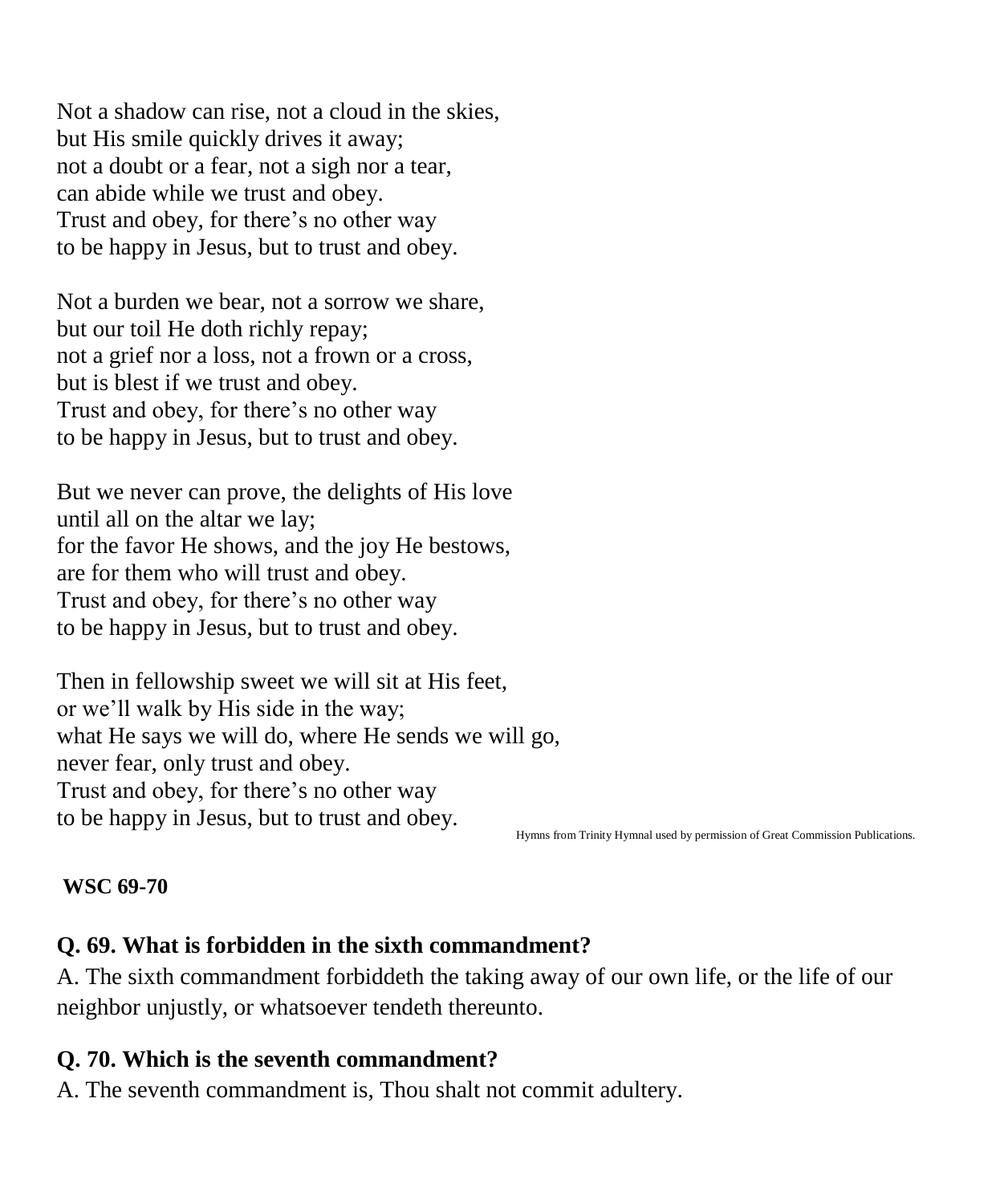Not a shadow can rise, not a cloud in the skies,
but His smile quickly drives it away;
not a doubt or a fear, not a sigh nor a tear,
can abide while we trust and obey.
Trust and obey, for there's no other way
to be happy in Jesus, but to trust and obey.

Not a burden we bear, not a sorrow we share,
but our toil He doth richly repay;
not a grief nor a loss, not a frown or a cross,
but is blest if we trust and obey.
Trust and obey, for there's no other way
to be happy in Jesus, but to trust and obey.

But we never can prove, the delights of His love
until all on the altar we lay;
for the favor He shows, and the joy He bestows,
are for them who will trust and obey.
Trust and obey, for there's no other way
to be happy in Jesus, but to trust and obey.

Then in fellowship sweet we will sit at His feet,
or we'll walk by His side in the way;
what He says we will do, where He sends we will go,
never fear, only trust and obey.
Trust and obey, for there's no other way
to be happy in Jesus, but to trust and obey.

Hymns from Trinity Hymnal used by permission of Great Commission Publications.

**WSC 69-70**

**Q. 69. What is forbidden in the sixth commandment?**

A. The sixth commandment forbiddeth the taking away of our own life, or the life of our neighbor unjustly, or whatsoever tendeth thereunto.

**Q. 70. Which is the seventh commandment?**

A. The seventh commandment is, Thou shalt not commit adultery.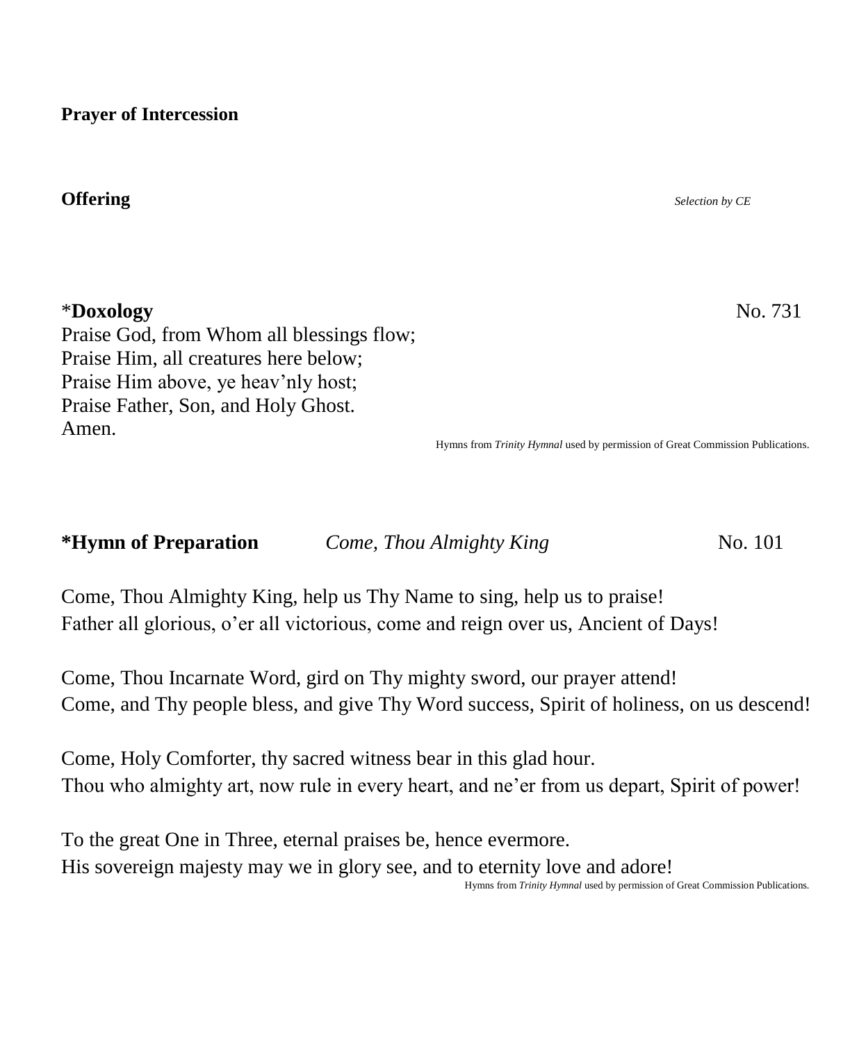**Prayer of Intercession**

**Offering** *Selection by CE*

*__Doxology__ No. 731

Praise God, from Whom all blessings flow;
Praise Him, all creatures here below;
Praise Him above, ye heav'nly host;
Praise Father, Son, and Holy Ghost.
Amen.

Hymns from *Trinity Hymnal* used by permission of Great Commission Publications.

**\*Hymn of Preparation** *Come, Thou Almighty King* No. 101

Come, Thou Almighty King, help us Thy Name to sing, help us to praise!
Father all glorious, o'er all victorious, come and reign over us, Ancient of Days!

Come, Thou Incarnate Word, gird on Thy mighty sword, our prayer attend!
Come, and Thy people bless, and give Thy Word success, Spirit of holiness, on us descend!

Come, Holy Comforter, thy sacred witness bear in this glad hour.
Thou who almighty art, now rule in every heart, and ne'er from us depart, Spirit of power!

To the great One in Three, eternal praises be, hence evermore.
His sovereign majesty may we in glory see, and to eternity love and adore!

Hymns from *Trinity Hymnal* used by permission of Great Commission Publications.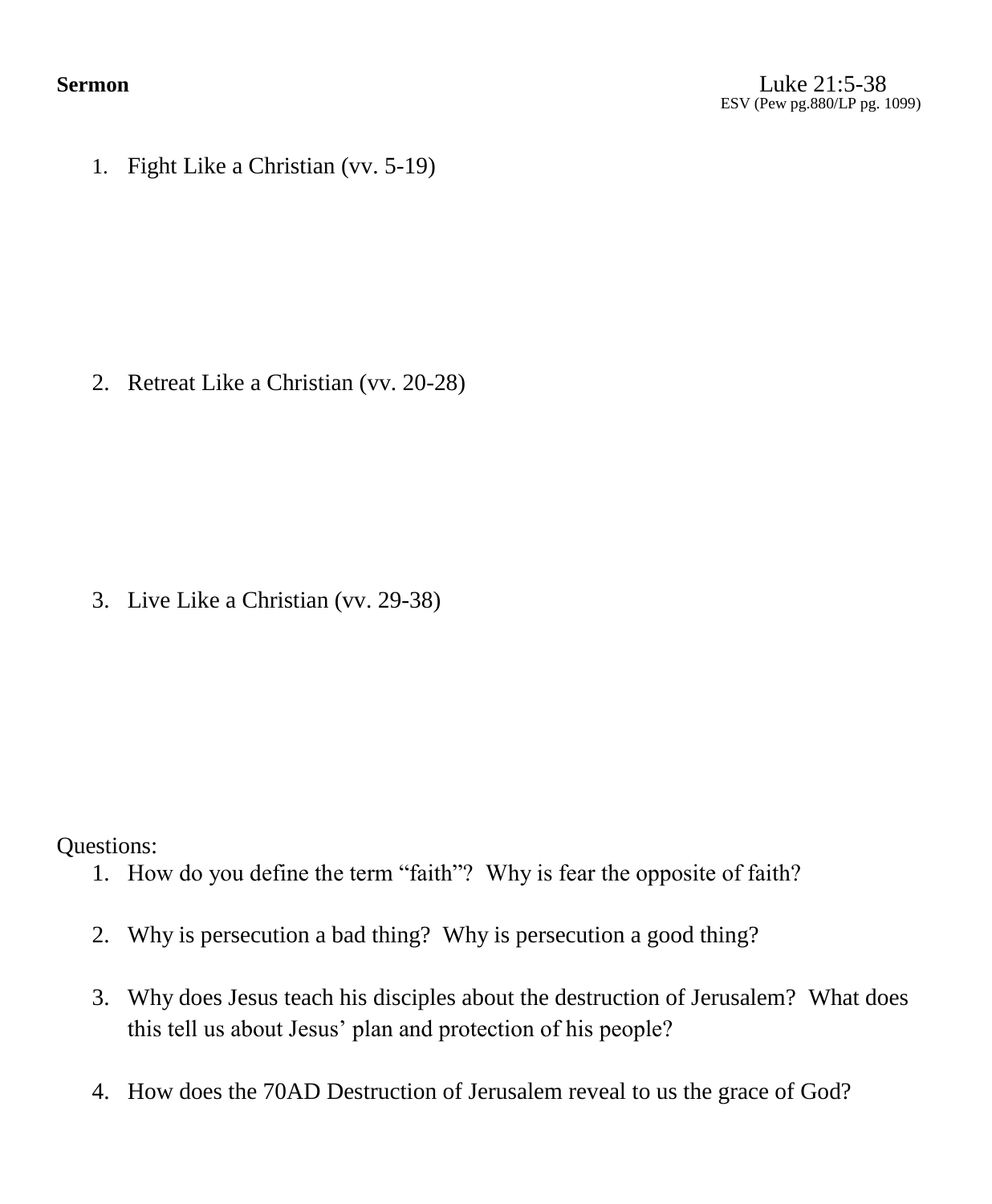**Sermon**

Luke 21:5-38
ESV (Pew pg.880/LP pg. 1099)

1. Fight Like a Christian (vv. 5-19)

2. Retreat Like a Christian (vv. 20-28)

3. Live Like a Christian (vv. 29-38)

Questions:

1. How do you define the term "faith"? Why is fear the opposite of faith?

2. Why is persecution a bad thing? Why is persecution a good thing?

3. Why does Jesus teach his disciples about the destruction of Jerusalem? What does this tell us about Jesus' plan and protection of his people?

4. How does the 70AD Destruction of Jerusalem reveal to us the grace of God?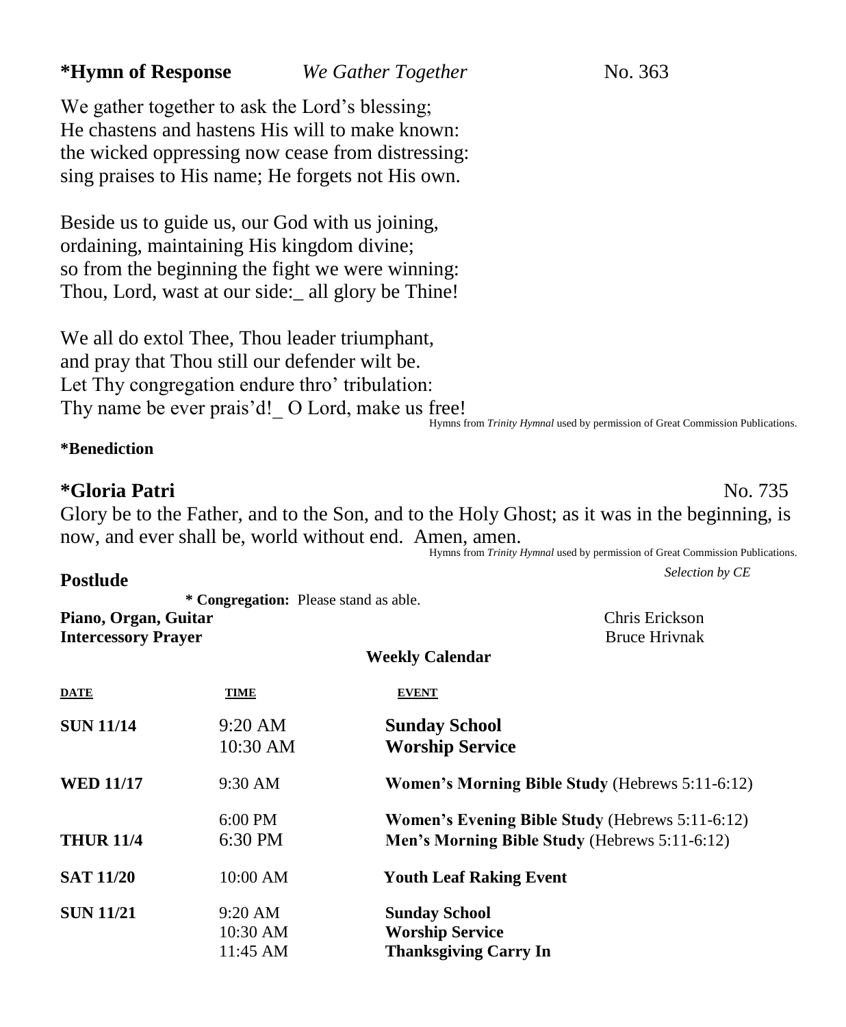**\*Hymn of Response** *We Gather Together* No. 363

We gather together to ask the Lord's blessing;
He chastens and hastens His will to make known:
the wicked oppressing now cease from distressing:
sing praises to His name; He forgets not His own.

Beside us to guide us, our God with us joining,
ordaining, maintaining His kingdom divine;
so from the beginning the fight we were winning:
Thou, Lord, wast at our side:_ all glory be Thine!

We all do extol Thee, Thou leader triumphant,
and pray that Thou still our defender wilt be.
Let Thy congregation endure thro' tribulation:
Thy name be ever prais'd!_ O Lord, make us free!

Hymns from *Trinity Hymnal* used by permission of Great Commission Publications.

**\*Benediction**

**\*Gloria Patri** No. 735

Glory be to the Father, and to the Son, and to the Holy Ghost; as it was in the beginning, is now, and ever shall be, world without end. Amen, amen.

Hymns from *Trinity Hymnal* used by permission of Great Commission Publications.

**Postlude** *Selection by CE*

**\* Congregation:** Please stand as able.

**Piano, Organ, Guitar** Chris Erickson
**Intercessory Prayer** Bruce Hrivnak

**Weekly Calendar**

| DATE | TIME | EVENT |
|---|---|---|
| **SUN 11/14** | 9:20 AM | **Sunday School** |
| | 10:30 AM | **Worship Service** |
| **WED 11/17** | 9:30 AM | **Women's Morning Bible Study** (Hebrews 5:11-6:12) |
| | 6:00 PM | **Women's Evening Bible Study** (Hebrews 5:11-6:12) |
| **THUR 11/4** | 6:30 PM | **Men's Morning Bible Study** (Hebrews 5:11-6:12) |
| **SAT 11/20** | 10:00 AM | **Youth Leaf Raking Event** |
| **SUN 11/21** | 9:20 AM | **Sunday School** |
| | 10:30 AM | **Worship Service** |
| | 11:45 AM | **Thanksgiving Carry In** |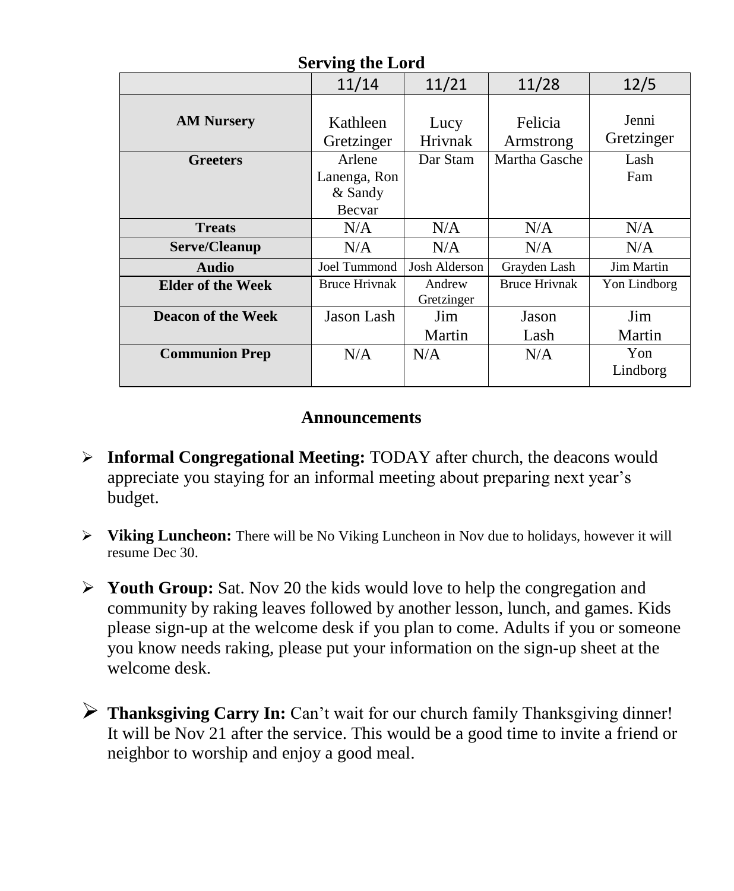## Serving the Lord

| | 11/14 | 11/21 | 11/28 | 12/5 |
|---|---|---|---|---|
| **AM Nursery** | Kathleen Gretzinger | Lucy Hrivnak | Felicia Armstrong | Jenni Gretzinger |
| **Greeters** | Arlene Lanenga, Ron & Sandy Becvar | Dar Stam | Martha Gasche | Lash Fam |
| **Treats** | N/A | N/A | N/A | N/A |
| **Serve/Cleanup** | N/A | N/A | N/A | N/A |
| **Audio** | Joel Tummond | Josh Alderson | Grayden Lash | Jim Martin |
| **Elder of the Week** | Bruce Hrivnak | Andrew Gretzinger | Bruce Hrivnak | Yon Lindborg |
| **Deacon of the Week** | Jason Lash | Jim Martin | Jason Lash | Jim Martin |
| **Communion Prep** | N/A | N/A | N/A | Yon Lindborg |

## Announcements

- **Informal Congregational Meeting:** TODAY after church, the deacons would appreciate you staying for an informal meeting about preparing next year's budget.
- **Viking Luncheon:** There will be No Viking Luncheon in Nov due to holidays, however it will resume Dec 30.
- **Youth Group:** Sat. Nov 20 the kids would love to help the congregation and community by raking leaves followed by another lesson, lunch, and games. Kids please sign-up at the welcome desk if you plan to come. Adults if you or someone you know needs raking, please put your information on the sign-up sheet at the welcome desk.
- **Thanksgiving Carry In:** Can't wait for our church family Thanksgiving dinner! It will be Nov 21 after the service. This would be a good time to invite a friend or neighbor to worship and enjoy a good meal.